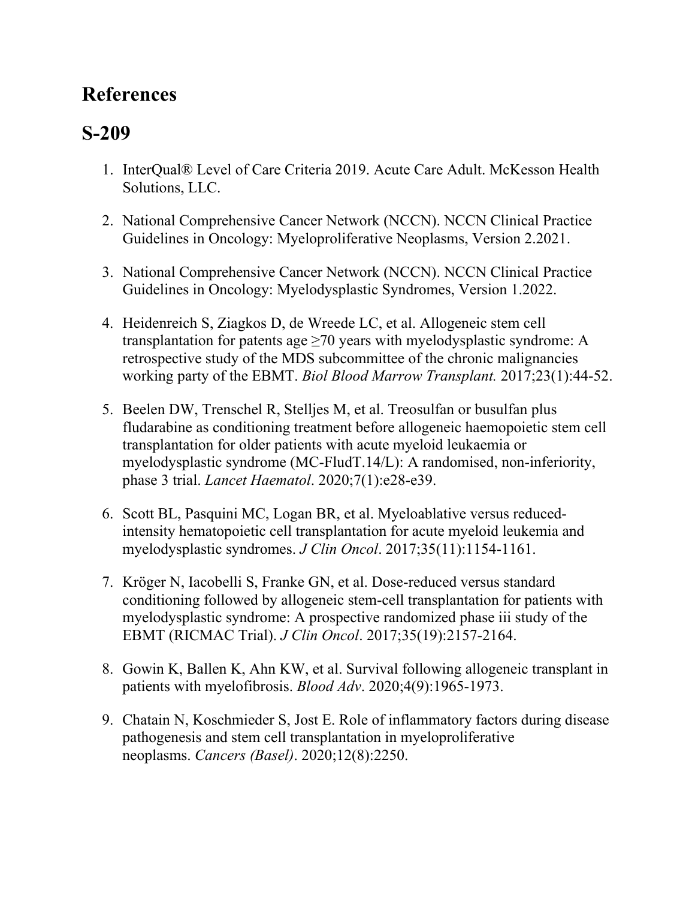# References

## S-209

1. InterQual® Level of Care Criteria 2019. Acute Care Adult. McKesson Health Solutions, LLC.

2. National Comprehensive Cancer Network (NCCN). NCCN Clinical Practice Guidelines in Oncology: Myeloproliferative Neoplasms, Version 2.2021.

3. National Comprehensive Cancer Network (NCCN). NCCN Clinical Practice Guidelines in Oncology: Myelodysplastic Syndromes, Version 1.2022.

4. Heidenreich S, Ziagkos D, de Wreede LC, et al. Allogeneic stem cell transplantation for patents age ≥70 years with myelodysplastic syndrome: A retrospective study of the MDS subcommittee of the chronic malignancies working party of the EBMT. *Biol Blood Marrow Transplant.* 2017;23(1):44-52.

5. Beelen DW, Trenschel R, Stelljes M, et al. Treosulfan or busulfan plus fludarabine as conditioning treatment before allogeneic haemopoietic stem cell transplantation for older patients with acute myeloid leukaemia or myelodysplastic syndrome (MC-FludT.14/L): A randomised, non-inferiority, phase 3 trial. *Lancet Haematol*. 2020;7(1):e28-e39.

6. Scott BL, Pasquini MC, Logan BR, et al. Myeloablative versus reduced-intensity hematopoietic cell transplantation for acute myeloid leukemia and myelodysplastic syndromes. *J Clin Oncol*. 2017;35(11):1154-1161.

7. Kröger N, Iacobelli S, Franke GN, et al. Dose-reduced versus standard conditioning followed by allogeneic stem-cell transplantation for patients with myelodysplastic syndrome: A prospective randomized phase iii study of the EBMT (RICMAC Trial). *J Clin Oncol*. 2017;35(19):2157-2164.

8. Gowin K, Ballen K, Ahn KW, et al. Survival following allogeneic transplant in patients with myelofibrosis. *Blood Adv*. 2020;4(9):1965-1973.

9. Chatain N, Koschmieder S, Jost E. Role of inflammatory factors during disease pathogenesis and stem cell transplantation in myeloproliferative neoplasms. *Cancers (Basel)*. 2020;12(8):2250.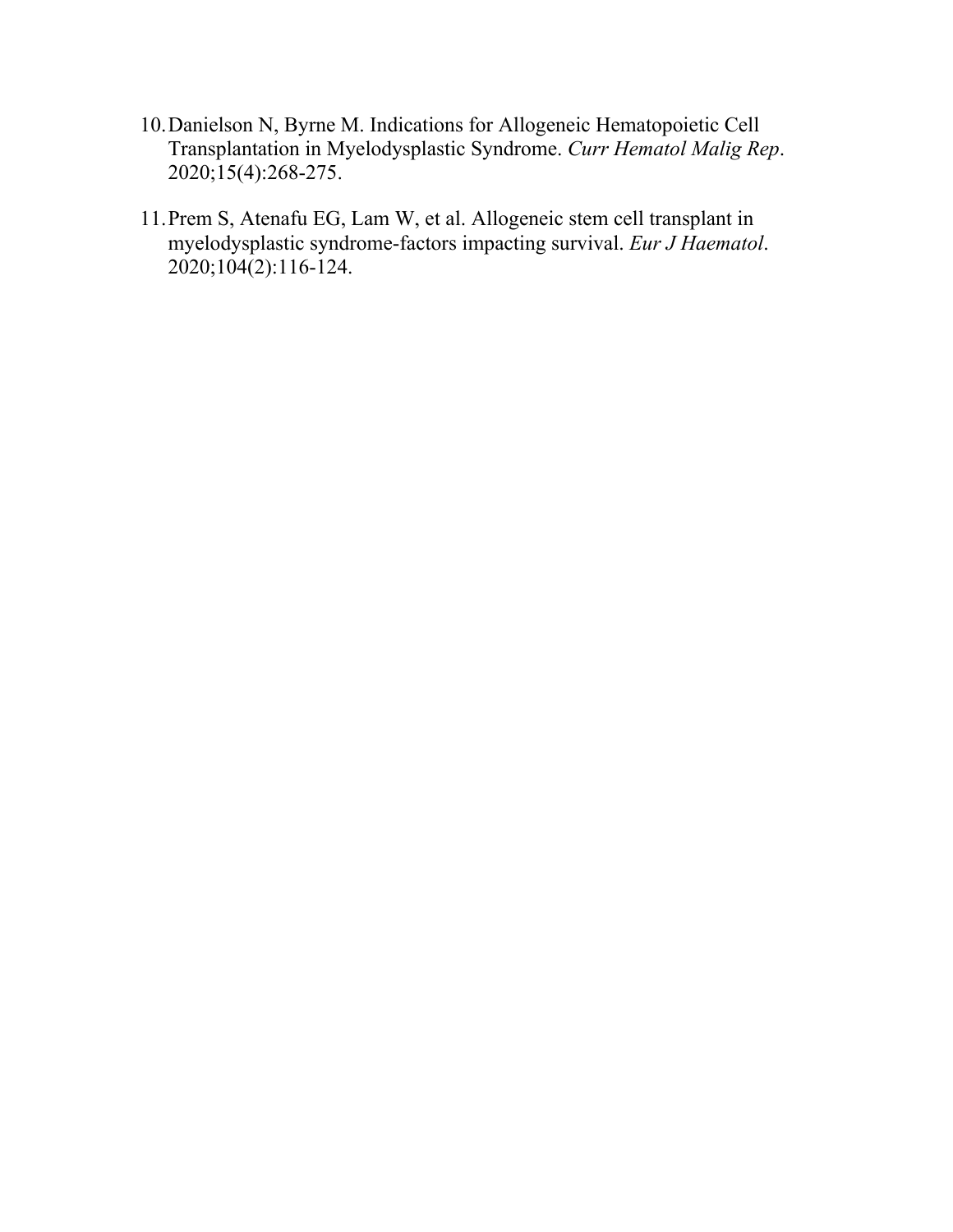10. Danielson N, Byrne M. Indications for Allogeneic Hematopoietic Cell Transplantation in Myelodysplastic Syndrome. *Curr Hematol Malig Rep*. 2020;15(4):268-275.

11. Prem S, Atenafu EG, Lam W, et al. Allogeneic stem cell transplant in myelodysplastic syndrome-factors impacting survival. *Eur J Haematol*. 2020;104(2):116-124.